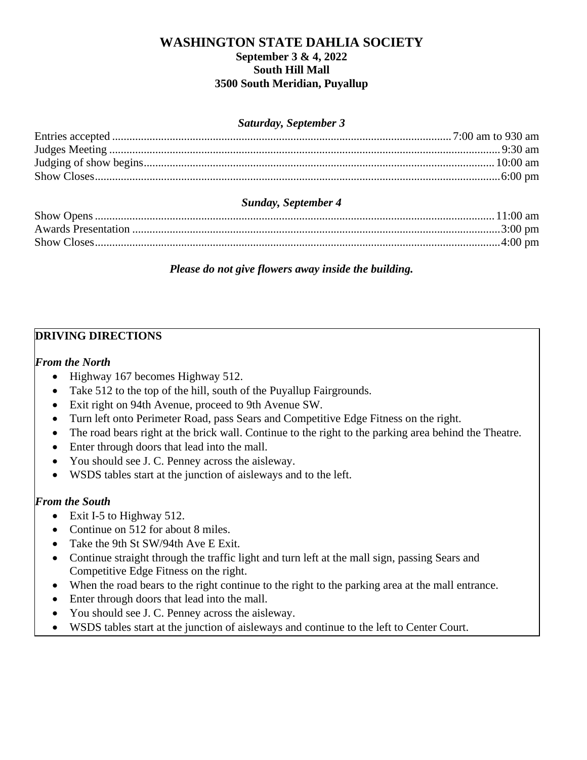# WASHINGTON STATE DAHLIA SOCIETY

**September 3 & 4, 2022**
**South Hill Mall**
**3500 South Meridian, Puyallup**

### *Saturday, September 3*

| | |
|---|---|
| Entries accepted | 7:00 am to 930 am |
| Judges Meeting | 9:30 am |
| Judging of show begins | 10:00 am |
| Show Closes | 6:00 pm |

### *Sunday, September 4*

| | |
|---|---|
| Show Opens | 11:00 am |
| Awards Presentation | 3:00 pm |
| Show Closes | 4:00 pm |

***Please do not give flowers away inside the building.***

## DRIVING DIRECTIONS

***From the North***

- Highway 167 becomes Highway 512.
- Take 512 to the top of the hill, south of the Puyallup Fairgrounds.
- Exit right on 94th Avenue, proceed to 9th Avenue SW.
- Turn left onto Perimeter Road, pass Sears and Competitive Edge Fitness on the right.
- The road bears right at the brick wall. Continue to the right to the parking area behind the Theatre.
- Enter through doors that lead into the mall.
- You should see J. C. Penney across the aisleway.
- WSDS tables start at the junction of aisleways and to the left.

***From the South***

- Exit I-5 to Highway 512.
- Continue on 512 for about 8 miles.
- Take the 9th St SW/94th Ave E Exit.
- Continue straight through the traffic light and turn left at the mall sign, passing Sears and Competitive Edge Fitness on the right.
- When the road bears to the right continue to the right to the parking area at the mall entrance.
- Enter through doors that lead into the mall.
- You should see J. C. Penney across the aisleway.
- WSDS tables start at the junction of aisleways and continue to the left to Center Court.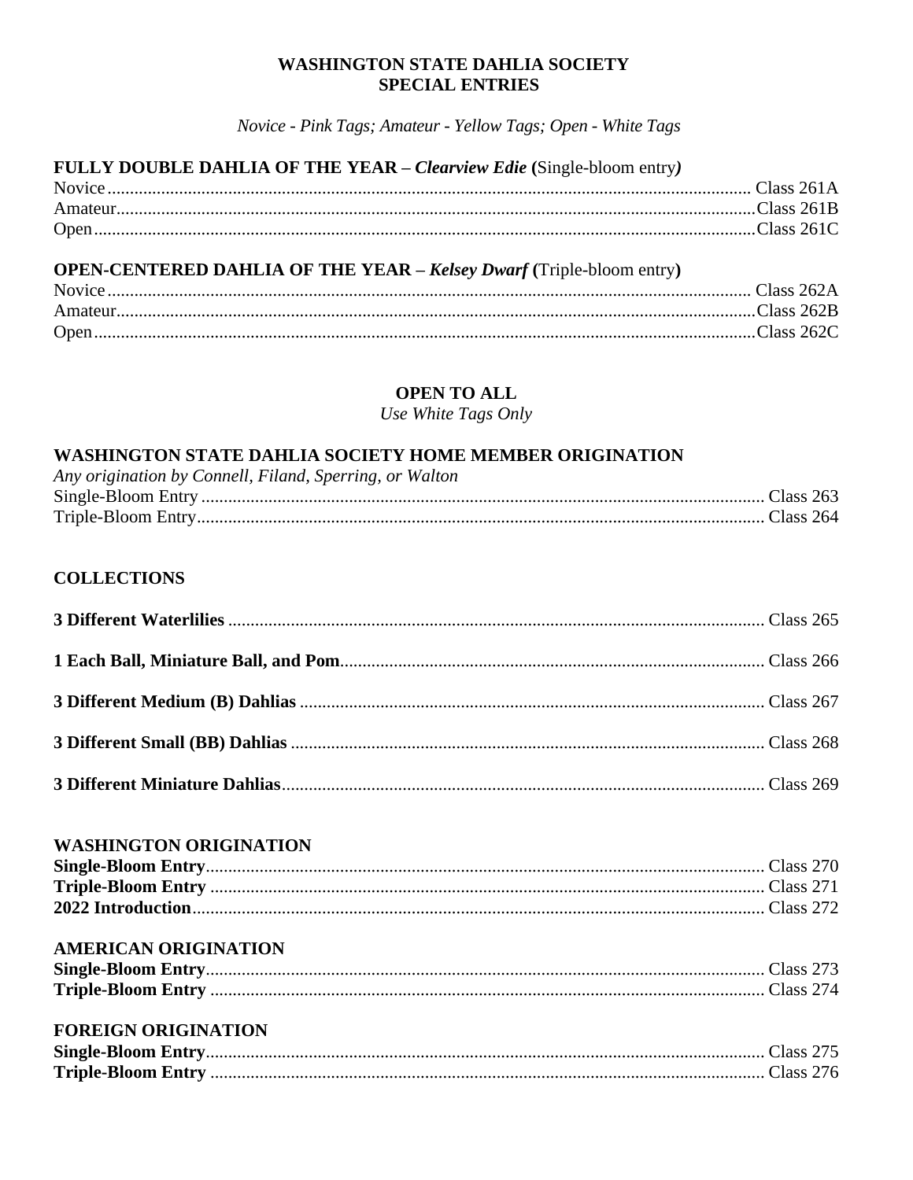# WASHINGTON STATE DAHLIA SOCIETY
# SPECIAL ENTRIES

*Novice - Pink Tags; Amateur - Yellow Tags; Open - White Tags*

## FULLY DOUBLE DAHLIA OF THE YEAR – *Clearview Edie* (Single-bloom entry)

Novice ........................................ Class 261A
Amateur ........................................ Class 261B
Open ........................................ Class 261C

## OPEN-CENTERED DAHLIA OF THE YEAR – *Kelsey Dwarf* (Triple-bloom entry)

Novice ........................................ Class 262A
Amateur ........................................ Class 262B
Open ........................................ Class 262C

# OPEN TO ALL

*Use White Tags Only*

## WASHINGTON STATE DAHLIA SOCIETY HOME MEMBER ORIGINATION

*Any origination by Connell, Filand, Sperring, or Walton*

Single-Bloom Entry ........................................ Class 263
Triple-Bloom Entry ........................................ Class 264

## COLLECTIONS

**3 Different Waterlilies** ........................................ Class 265

**1 Each Ball, Miniature Ball, and Pom** ........................................ Class 266

**3 Different Medium (B) Dahlias** ........................................ Class 267

**3 Different Small (BB) Dahlias** ........................................ Class 268

**3 Different Miniature Dahlias** ........................................ Class 269

## WASHINGTON ORIGINATION

**Single-Bloom Entry** ........................................ Class 270
**Triple-Bloom Entry** ........................................ Class 271
**2022 Introduction** ........................................ Class 272

## AMERICAN ORIGINATION

**Single-Bloom Entry** ........................................ Class 273
**Triple-Bloom Entry** ........................................ Class 274

## FOREIGN ORIGINATION

**Single-Bloom Entry** ........................................ Class 275
**Triple-Bloom Entry** ........................................ Class 276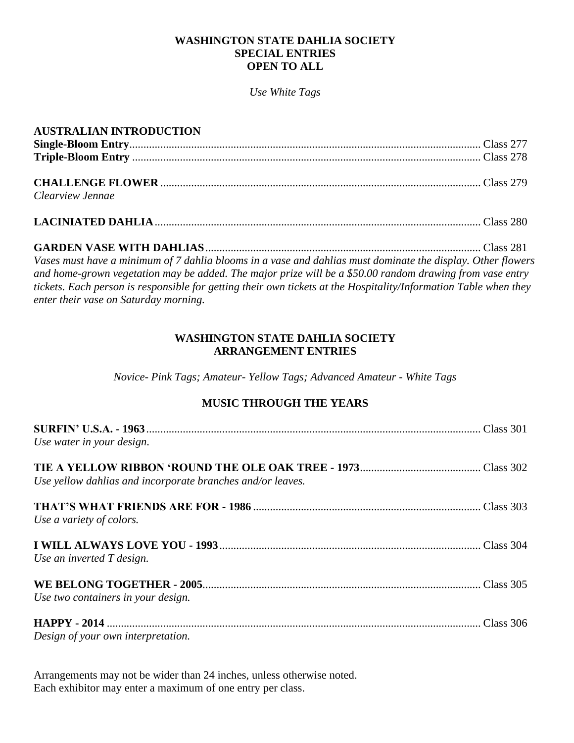# WASHINGTON STATE DAHLIA SOCIETY
# SPECIAL ENTRIES
# OPEN TO ALL

*Use White Tags*

**AUSTRALIAN INTRODUCTION**

**Single-Bloom Entry**.......... Class 277

**Triple-Bloom Entry**.......... Class 278

**CHALLENGE FLOWER**.......... Class 279

*Clearview Jennae*

**LACINIATED DAHLIA**.......... Class 280

**GARDEN VASE WITH DAHLIAS**.......... Class 281

*Vases must have a minimum of 7 dahlia blooms in a vase and dahlias must dominate the display. Other flowers and home-grown vegetation may be added. The major prize will be a $50.00 random drawing from vase entry tickets. Each person is responsible for getting their own tickets at the Hospitality/Information Table when they enter their vase on Saturday morning.*

# WASHINGTON STATE DAHLIA SOCIETY
# ARRANGEMENT ENTRIES

*Novice- Pink Tags; Amateur- Yellow Tags; Advanced Amateur - White Tags*

## MUSIC THROUGH THE YEARS

**SURFIN' U.S.A. - 1963**.......... Class 301

*Use water in your design.*

**TIE A YELLOW RIBBON 'ROUND THE OLE OAK TREE - 1973**.......... Class 302

*Use yellow dahlias and incorporate branches and/or leaves.*

**THAT'S WHAT FRIENDS ARE FOR - 1986**.......... Class 303

*Use a variety of colors.*

**I WILL ALWAYS LOVE YOU - 1993**.......... Class 304

*Use an inverted T design.*

**WE BELONG TOGETHER - 2005**.......... Class 305

*Use two containers in your design.*

**HAPPY - 2014**.......... Class 306

*Design of your own interpretation.*

Arrangements may not be wider than 24 inches, unless otherwise noted.
Each exhibitor may enter a maximum of one entry per class.